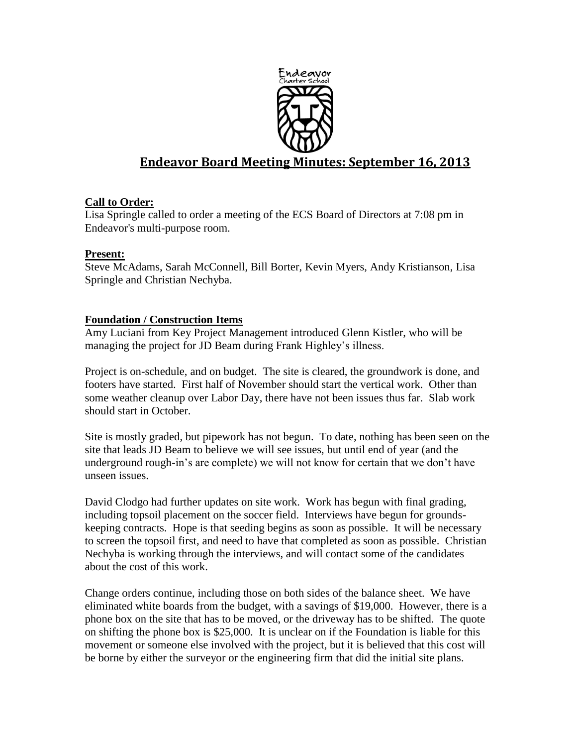# Endeavor Board Meeting Minutes: September 16, 2013

**Call to Order:**
Lisa Springle called to order a meeting of the ECS Board of Directors at 7:08 pm in Endeavor's multi-purpose room.

**Present:**
Steve McAdams, Sarah McConnell, Bill Borter, Kevin Myers, Andy Kristianson, Lisa Springle and Christian Nechyba.

**Foundation / Construction Items**
Amy Luciani from Key Project Management introduced Glenn Kistler, who will be managing the project for JD Beam during Frank Highley's illness.

Project is on-schedule, and on budget. The site is cleared, the groundwork is done, and footers have started. First half of November should start the vertical work. Other than some weather cleanup over Labor Day, there have not been issues thus far. Slab work should start in October.

Site is mostly graded, but pipework has not begun. To date, nothing has been seen on the site that leads JD Beam to believe we will see issues, but until end of year (and the underground rough-in's are complete) we will not know for certain that we don't have unseen issues.

David Clodgo had further updates on site work. Work has begun with final grading, including topsoil placement on the soccer field. Interviews have begun for grounds-keeping contracts. Hope is that seeding begins as soon as possible. It will be necessary to screen the topsoil first, and need to have that completed as soon as possible. Christian Nechyba is working through the interviews, and will contact some of the candidates about the cost of this work.

Change orders continue, including those on both sides of the balance sheet. We have eliminated white boards from the budget, with a savings of $19,000. However, there is a phone box on the site that has to be moved, or the driveway has to be shifted. The quote on shifting the phone box is $25,000. It is unclear on if the Foundation is liable for this movement or someone else involved with the project, but it is believed that this cost will be borne by either the surveyor or the engineering firm that did the initial site plans.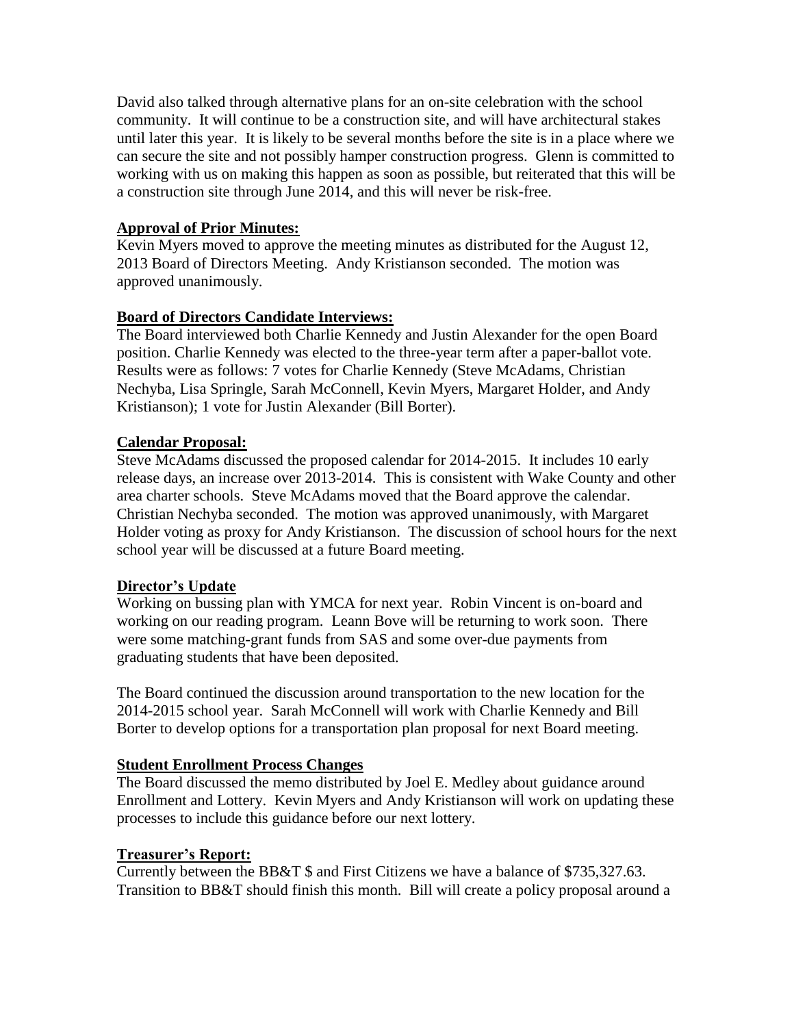David also talked through alternative plans for an on-site celebration with the school community. It will continue to be a construction site, and will have architectural stakes until later this year. It is likely to be several months before the site is in a place where we can secure the site and not possibly hamper construction progress. Glenn is committed to working with us on making this happen as soon as possible, but reiterated that this will be a construction site through June 2014, and this will never be risk-free.

**Approval of Prior Minutes:**

Kevin Myers moved to approve the meeting minutes as distributed for the August 12, 2013 Board of Directors Meeting. Andy Kristianson seconded. The motion was approved unanimously.

**Board of Directors Candidate Interviews:**

The Board interviewed both Charlie Kennedy and Justin Alexander for the open Board position. Charlie Kennedy was elected to the three-year term after a paper-ballot vote. Results were as follows: 7 votes for Charlie Kennedy (Steve McAdams, Christian Nechyba, Lisa Springle, Sarah McConnell, Kevin Myers, Margaret Holder, and Andy Kristianson); 1 vote for Justin Alexander (Bill Borter).

**Calendar Proposal:**

Steve McAdams discussed the proposed calendar for 2014-2015. It includes 10 early release days, an increase over 2013-2014. This is consistent with Wake County and other area charter schools. Steve McAdams moved that the Board approve the calendar. Christian Nechyba seconded. The motion was approved unanimously, with Margaret Holder voting as proxy for Andy Kristianson. The discussion of school hours for the next school year will be discussed at a future Board meeting.

**Director's Update**

Working on bussing plan with YMCA for next year. Robin Vincent is on-board and working on our reading program. Leann Bove will be returning to work soon. There were some matching-grant funds from SAS and some over-due payments from graduating students that have been deposited.

The Board continued the discussion around transportation to the new location for the 2014-2015 school year. Sarah McConnell will work with Charlie Kennedy and Bill Borter to develop options for a transportation plan proposal for next Board meeting.

**Student Enrollment Process Changes**

The Board discussed the memo distributed by Joel E. Medley about guidance around Enrollment and Lottery. Kevin Myers and Andy Kristianson will work on updating these processes to include this guidance before our next lottery.

**Treasurer's Report:**

Currently between the BB&T $ and First Citizens we have a balance of $735,327.63. Transition to BB&T should finish this month. Bill will create a policy proposal around a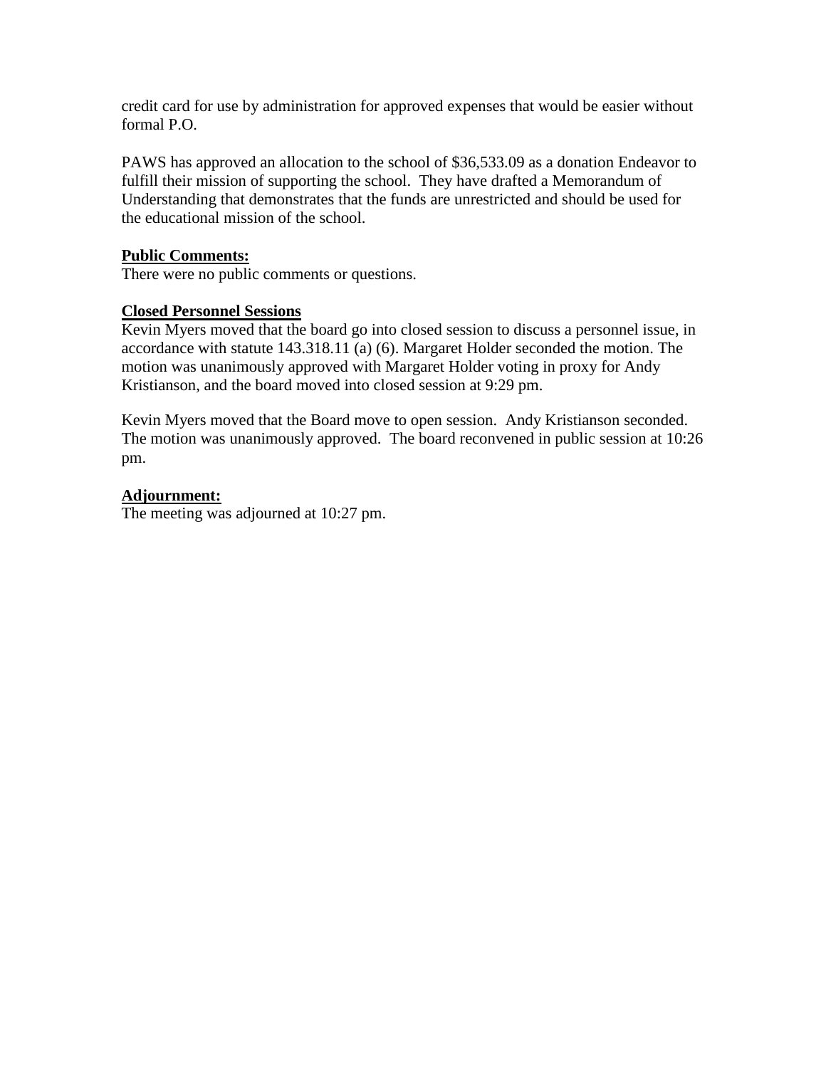credit card for use by administration for approved expenses that would be easier without formal P.O.

PAWS has approved an allocation to the school of $36,533.09 as a donation Endeavor to fulfill their mission of supporting the school. They have drafted a Memorandum of Understanding that demonstrates that the funds are unrestricted and should be used for the educational mission of the school.

**Public Comments:**

There were no public comments or questions.

**Closed Personnel Sessions**

Kevin Myers moved that the board go into closed session to discuss a personnel issue, in accordance with statute 143.318.11 (a) (6). Margaret Holder seconded the motion. The motion was unanimously approved with Margaret Holder voting in proxy for Andy Kristianson, and the board moved into closed session at 9:29 pm.

Kevin Myers moved that the Board move to open session. Andy Kristianson seconded. The motion was unanimously approved. The board reconvened in public session at 10:26 pm.

**Adjournment:**

The meeting was adjourned at 10:27 pm.